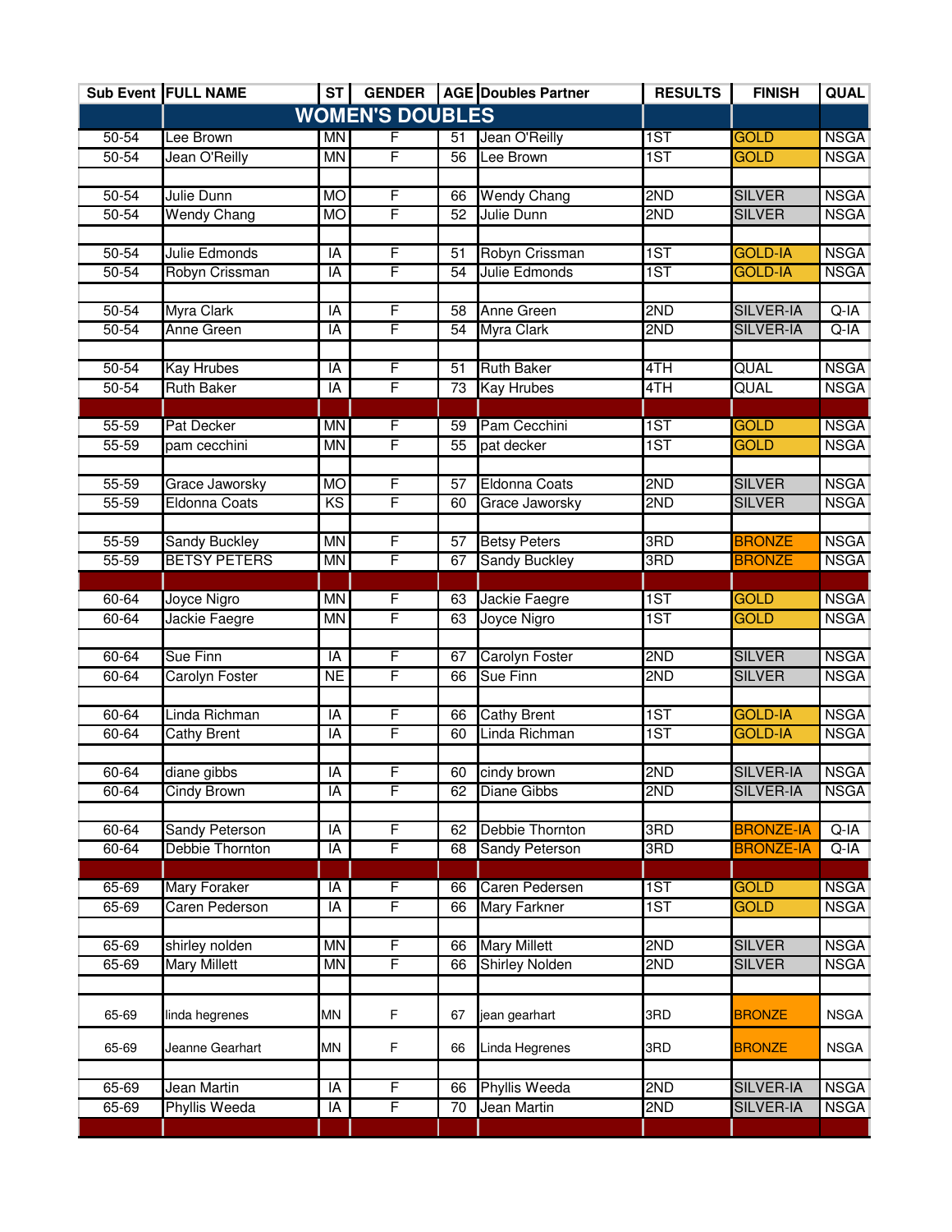| Sub Event | FULL NAME | ST | GENDER | AGE | Doubles Partner | RESULTS | FINISH | QUAL |
|---|---|---|---|---|---|---|---|---|
| **WOMEN'S DOUBLES** | | | | | | | | |
| 50-54 | Lee Brown | MN | F | 51 | Jean O'Reilly | 1ST | GOLD | NSGA |
| 50-54 | Jean O'Reilly | MN | F | 56 | Lee Brown | 1ST | GOLD | NSGA |
| | | | | | | | | |
| 50-54 | Julie Dunn | MO | F | 66 | Wendy Chang | 2ND | SILVER | NSGA |
| 50-54 | Wendy Chang | MO | F | 52 | Julie Dunn | 2ND | SILVER | NSGA |
| | | | | | | | | |
| 50-54 | Julie Edmonds | IA | F | 51 | Robyn Crissman | 1ST | GOLD-IA | NSGA |
| 50-54 | Robyn Crissman | IA | F | 54 | Julie Edmonds | 1ST | GOLD-IA | NSGA |
| | | | | | | | | |
| 50-54 | Myra Clark | IA | F | 58 | Anne Green | 2ND | SILVER-IA | Q-IA |
| 50-54 | Anne Green | IA | F | 54 | Myra Clark | 2ND | SILVER-IA | Q-IA |
| | | | | | | | | |
| 50-54 | Kay Hrubes | IA | F | 51 | Ruth Baker | 4TH | QUAL | NSGA |
| 50-54 | Ruth Baker | IA | F | 73 | Kay Hrubes | 4TH | QUAL | NSGA |
| | | | | | | | | |
| 55-59 | Pat Decker | MN | F | 59 | Pam Cecchini | 1ST | GOLD | NSGA |
| 55-59 | pam cecchini | MN | F | 55 | pat decker | 1ST | GOLD | NSGA |
| | | | | | | | | |
| 55-59 | Grace Jaworsky | MO | F | 57 | Eldonna Coats | 2ND | SILVER | NSGA |
| 55-59 | Eldonna Coats | KS | F | 60 | Grace Jaworsky | 2ND | SILVER | NSGA |
| | | | | | | | | |
| 55-59 | Sandy Buckley | MN | F | 57 | Betsy Peters | 3RD | BRONZE | NSGA |
| 55-59 | BETSY PETERS | MN | F | 67 | Sandy Buckley | 3RD | BRONZE | NSGA |
| | | | | | | | | |
| 60-64 | Joyce Nigro | MN | F | 63 | Jackie Faegre | 1ST | GOLD | NSGA |
| 60-64 | Jackie Faegre | MN | F | 63 | Joyce Nigro | 1ST | GOLD | NSGA |
| | | | | | | | | |
| 60-64 | Sue Finn | IA | F | 67 | Carolyn Foster | 2ND | SILVER | NSGA |
| 60-64 | Carolyn Foster | NE | F | 66 | Sue Finn | 2ND | SILVER | NSGA |
| | | | | | | | | |
| 60-64 | Linda Richman | IA | F | 66 | Cathy Brent | 1ST | GOLD-IA | NSGA |
| 60-64 | Cathy Brent | IA | F | 60 | Linda Richman | 1ST | GOLD-IA | NSGA |
| | | | | | | | | |
| 60-64 | diane gibbs | IA | F | 60 | cindy brown | 2ND | SILVER-IA | NSGA |
| 60-64 | Cindy Brown | IA | F | 62 | Diane Gibbs | 2ND | SILVER-IA | NSGA |
| | | | | | | | | |
| 60-64 | Sandy Peterson | IA | F | 62 | Debbie Thornton | 3RD | BRONZE-IA | Q-IA |
| 60-64 | Debbie Thornton | IA | F | 68 | Sandy Peterson | 3RD | BRONZE-IA | Q-IA |
| | | | | | | | | |
| 65-69 | Mary Foraker | IA | F | 66 | Caren Pedersen | 1ST | GOLD | NSGA |
| 65-69 | Caren Pederson | IA | F | 66 | Mary Farkner | 1ST | GOLD | NSGA |
| | | | | | | | | |
| 65-69 | shirley nolden | MN | F | 66 | Mary Millett | 2ND | SILVER | NSGA |
| 65-69 | Mary Millett | MN | F | 66 | Shirley Nolden | 2ND | SILVER | NSGA |
| | | | | | | | | |
| 65-69 | linda hegrenes | MN | F | 67 | jean gearhart | 3RD | BRONZE | NSGA |
| 65-69 | Jeanne Gearhart | MN | F | 66 | Linda Hegrenes | 3RD | BRONZE | NSGA |
| | | | | | | | | |
| 65-69 | Jean Martin | IA | F | 66 | Phyllis Weeda | 2ND | SILVER-IA | NSGA |
| 65-69 | Phyllis Weeda | IA | F | 70 | Jean Martin | 2ND | SILVER-IA | NSGA |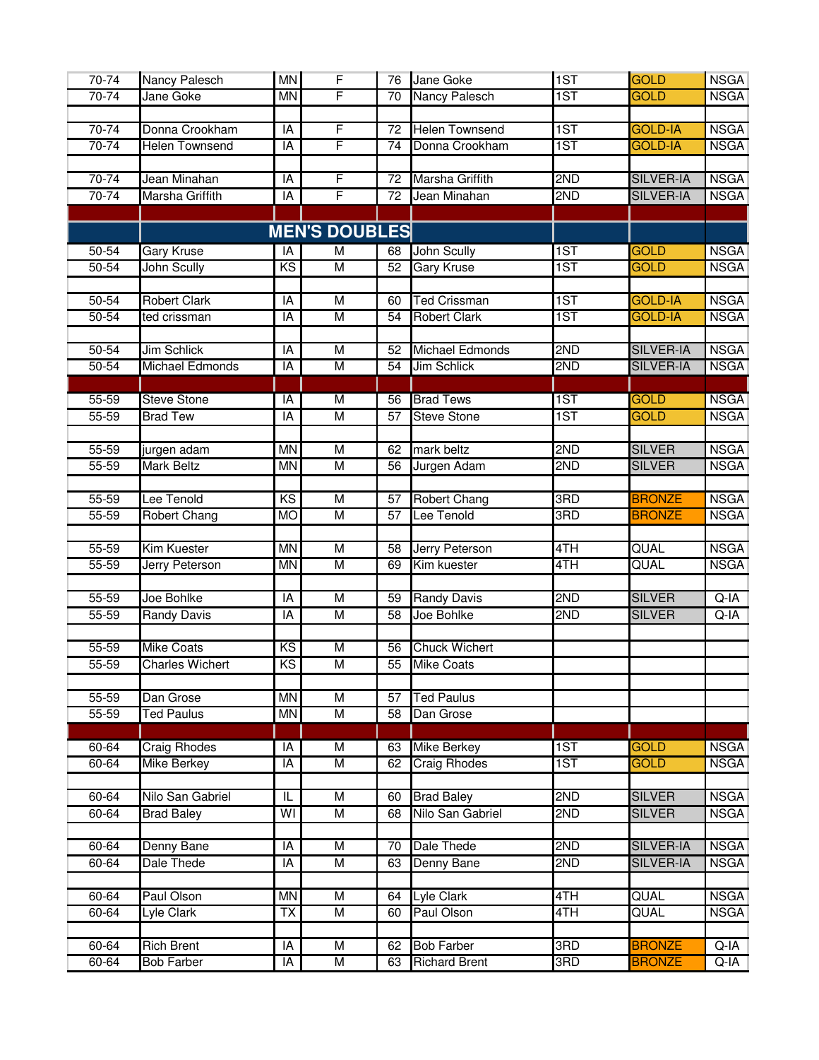| | | | | | | | | |
|---|---|---|---|---|---|---|---|---|
| 70-74 | Nancy Palesch | MN | F | 76 | Jane Goke | 1ST | GOLD | NSGA |
| 70-74 | Jane Goke | MN | F | 70 | Nancy Palesch | 1ST | GOLD | NSGA |
| | | | | | | | | |
| 70-74 | Donna Crookham | IA | F | 72 | Helen Townsend | 1ST | GOLD-IA | NSGA |
| 70-74 | Helen Townsend | IA | F | 74 | Donna Crookham | 1ST | GOLD-IA | NSGA |
| | | | | | | | | |
| 70-74 | Jean Minahan | IA | F | 72 | Marsha Griffith | 2ND | SILVER-IA | NSGA |
| 70-74 | Marsha Griffith | IA | F | 72 | Jean Minahan | 2ND | SILVER-IA | NSGA |
| | | | | | | | | |
| | **MEN'S DOUBLES** | | | | | | | |
| 50-54 | Gary Kruse | IA | M | 68 | John Scully | 1ST | GOLD | NSGA |
| 50-54 | John Scully | KS | M | 52 | Gary Kruse | 1ST | GOLD | NSGA |
| | | | | | | | | |
| 50-54 | Robert Clark | IA | M | 60 | Ted Crissman | 1ST | GOLD-IA | NSGA |
| 50-54 | ted crissman | IA | M | 54 | Robert Clark | 1ST | GOLD-IA | NSGA |
| | | | | | | | | |
| 50-54 | Jim Schlick | IA | M | 52 | Michael Edmonds | 2ND | SILVER-IA | NSGA |
| 50-54 | Michael Edmonds | IA | M | 54 | Jim Schlick | 2ND | SILVER-IA | NSGA |
| | | | | | | | | |
| 55-59 | Steve Stone | IA | M | 56 | Brad Tews | 1ST | GOLD | NSGA |
| 55-59 | Brad Tew | IA | M | 57 | Steve Stone | 1ST | GOLD | NSGA |
| | | | | | | | | |
| 55-59 | jurgen adam | MN | M | 62 | mark beltz | 2ND | SILVER | NSGA |
| 55-59 | Mark Beltz | MN | M | 56 | Jurgen Adam | 2ND | SILVER | NSGA |
| | | | | | | | | |
| 55-59 | Lee Tenold | KS | M | 57 | Robert Chang | 3RD | BRONZE | NSGA |
| 55-59 | Robert Chang | MO | M | 57 | Lee Tenold | 3RD | BRONZE | NSGA |
| | | | | | | | | |
| 55-59 | Kim Kuester | MN | M | 58 | Jerry Peterson | 4TH | QUAL | NSGA |
| 55-59 | Jerry Peterson | MN | M | 69 | Kim kuester | 4TH | QUAL | NSGA |
| | | | | | | | | |
| 55-59 | Joe Bohlke | IA | M | 59 | Randy Davis | 2ND | SILVER | Q-IA |
| 55-59 | Randy Davis | IA | M | 58 | Joe Bohlke | 2ND | SILVER | Q-IA |
| | | | | | | | | |
| 55-59 | Mike Coats | KS | M | 56 | Chuck Wichert | | | |
| 55-59 | Charles Wichert | KS | M | 55 | Mike Coats | | | |
| | | | | | | | | |
| 55-59 | Dan Grose | MN | M | 57 | Ted Paulus | | | |
| 55-59 | Ted Paulus | MN | M | 58 | Dan Grose | | | |
| | | | | | | | | |
| 60-64 | Craig Rhodes | IA | M | 63 | Mike Berkey | 1ST | GOLD | NSGA |
| 60-64 | Mike Berkey | IA | M | 62 | Craig Rhodes | 1ST | GOLD | NSGA |
| | | | | | | | | |
| 60-64 | Nilo San Gabriel | IL | M | 60 | Brad Baley | 2ND | SILVER | NSGA |
| 60-64 | Brad Baley | WI | M | 68 | Nilo San Gabriel | 2ND | SILVER | NSGA |
| | | | | | | | | |
| 60-64 | Denny Bane | IA | M | 70 | Dale Thede | 2ND | SILVER-IA | NSGA |
| 60-64 | Dale Thede | IA | M | 63 | Denny Bane | 2ND | SILVER-IA | NSGA |
| | | | | | | | | |
| 60-64 | Paul Olson | MN | M | 64 | Lyle Clark | 4TH | QUAL | NSGA |
| 60-64 | Lyle Clark | TX | M | 60 | Paul Olson | 4TH | QUAL | NSGA |
| | | | | | | | | |
| 60-64 | Rich Brent | IA | M | 62 | Bob Farber | 3RD | BRONZE | Q-IA |
| 60-64 | Bob Farber | IA | M | 63 | Richard Brent | 3RD | BRONZE | Q-IA |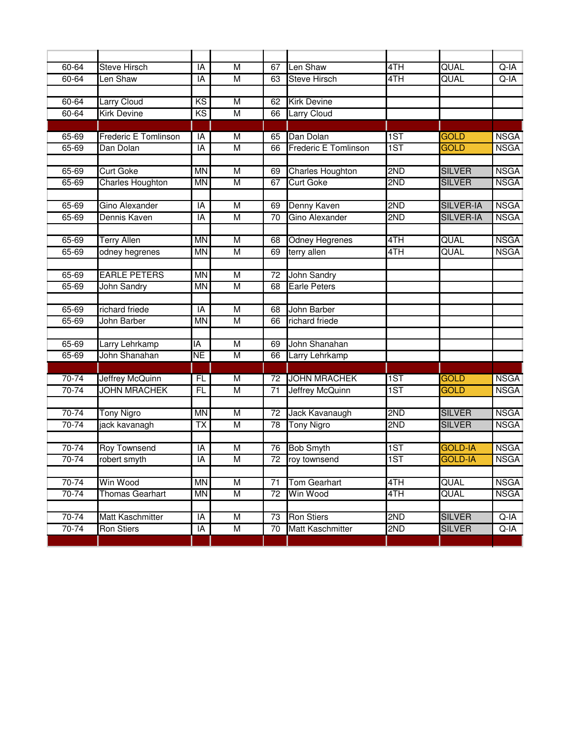| | | | | | | | | |
|---|---|---|---|---|---|---|---|---|
| 60-64 | Steve Hirsch | IA | M | 67 | Len Shaw | 4TH | QUAL | Q-IA |
| 60-64 | Len Shaw | IA | M | 63 | Steve Hirsch | 4TH | QUAL | Q-IA |
| | | | | | | | | |
| 60-64 | Larry Cloud | KS | M | 62 | Kirk Devine | | | |
| 60-64 | Kirk Devine | KS | M | 66 | Larry Cloud | | | |
| | | | | | | | | |
| 65-69 | Frederic E Tomlinson | IA | M | 65 | Dan Dolan | 1ST | GOLD | NSGA |
| 65-69 | Dan Dolan | IA | M | 66 | Frederic E Tomlinson | 1ST | GOLD | NSGA |
| | | | | | | | | |
| 65-69 | Curt Goke | MN | M | 69 | Charles Houghton | 2ND | SILVER | NSGA |
| 65-69 | Charles Houghton | MN | M | 67 | Curt Goke | 2ND | SILVER | NSGA |
| | | | | | | | | |
| 65-69 | Gino Alexander | IA | M | 69 | Denny Kaven | 2ND | SILVER-IA | NSGA |
| 65-69 | Dennis Kaven | IA | M | 70 | Gino Alexander | 2ND | SILVER-IA | NSGA |
| | | | | | | | | |
| 65-69 | Terry Allen | MN | M | 68 | Odney Hegrenes | 4TH | QUAL | NSGA |
| 65-69 | odney hegrenes | MN | M | 69 | terry allen | 4TH | QUAL | NSGA |
| | | | | | | | | |
| 65-69 | EARLE PETERS | MN | M | 72 | John Sandry | | | |
| 65-69 | John Sandry | MN | M | 68 | Earle Peters | | | |
| | | | | | | | | |
| 65-69 | richard friede | IA | M | 68 | John Barber | | | |
| 65-69 | John Barber | MN | M | 66 | richard friede | | | |
| | | | | | | | | |
| 65-69 | Larry Lehrkamp | IA | M | 69 | John Shanahan | | | |
| 65-69 | John Shanahan | NE | M | 66 | Larry Lehrkamp | | | |
| | | | | | | | | |
| 70-74 | Jeffrey McQuinn | FL | M | 72 | JOHN MRACHEK | 1ST | GOLD | NSGA |
| 70-74 | JOHN MRACHEK | FL | M | 71 | Jeffrey McQuinn | 1ST | GOLD | NSGA |
| | | | | | | | | |
| 70-74 | Tony Nigro | MN | M | 72 | Jack Kavanaugh | 2ND | SILVER | NSGA |
| 70-74 | jack kavanagh | TX | M | 78 | Tony Nigro | 2ND | SILVER | NSGA |
| | | | | | | | | |
| 70-74 | Roy Townsend | IA | M | 76 | Bob Smyth | 1ST | GOLD-IA | NSGA |
| 70-74 | robert smyth | IA | M | 72 | roy townsend | 1ST | GOLD-IA | NSGA |
| | | | | | | | | |
| 70-74 | Win Wood | MN | M | 71 | Tom Gearhart | 4TH | QUAL | NSGA |
| 70-74 | Thomas Gearhart | MN | M | 72 | Win Wood | 4TH | QUAL | NSGA |
| | | | | | | | | |
| 70-74 | Matt Kaschmitter | IA | M | 73 | Ron Stiers | 2ND | SILVER | Q-IA |
| 70-74 | Ron Stiers | IA | M | 70 | Matt Kaschmitter | 2ND | SILVER | Q-IA |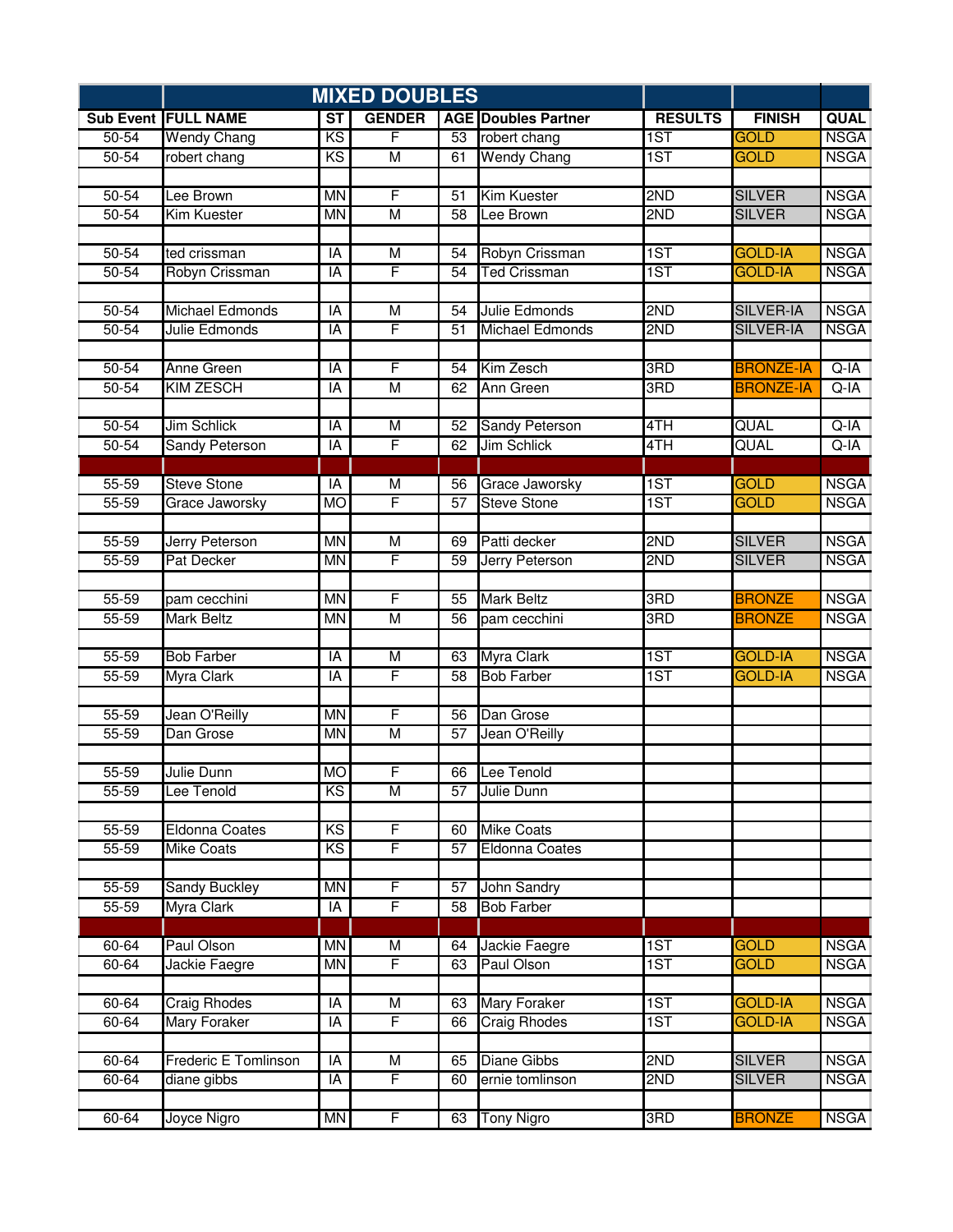| Sub Event | FULL NAME | ST | GENDER | AGE | Doubles Partner | RESULTS | FINISH | QUAL |
|---|---|---|---|---|---|---|---|---|
| | MIXED DOUBLES | | | | | | | |
| 50-54 | Wendy Chang | KS | F | 53 | robert chang | 1ST | GOLD | NSGA |
| 50-54 | robert chang | KS | M | 61 | Wendy Chang | 1ST | GOLD | NSGA |
| | | | | | | | | |
| 50-54 | Lee Brown | MN | F | 51 | Kim Kuester | 2ND | SILVER | NSGA |
| 50-54 | Kim Kuester | MN | M | 58 | Lee Brown | 2ND | SILVER | NSGA |
| | | | | | | | | |
| 50-54 | ted crissman | IA | M | 54 | Robyn Crissman | 1ST | GOLD-IA | NSGA |
| 50-54 | Robyn Crissman | IA | F | 54 | Ted Crissman | 1ST | GOLD-IA | NSGA |
| | | | | | | | | |
| 50-54 | Michael Edmonds | IA | M | 54 | Julie Edmonds | 2ND | SILVER-IA | NSGA |
| 50-54 | Julie Edmonds | IA | F | 51 | Michael Edmonds | 2ND | SILVER-IA | NSGA |
| | | | | | | | | |
| 50-54 | Anne Green | IA | F | 54 | Kim Zesch | 3RD | BRONZE-IA | Q-IA |
| 50-54 | KIM ZESCH | IA | M | 62 | Ann Green | 3RD | BRONZE-IA | Q-IA |
| | | | | | | | | |
| 50-54 | Jim Schlick | IA | M | 52 | Sandy Peterson | 4TH | QUAL | Q-IA |
| 50-54 | Sandy Peterson | IA | F | 62 | Jim Schlick | 4TH | QUAL | Q-IA |
| | | | | | | | | |
| 55-59 | Steve Stone | IA | M | 56 | Grace Jaworsky | 1ST | GOLD | NSGA |
| 55-59 | Grace Jaworsky | MO | F | 57 | Steve Stone | 1ST | GOLD | NSGA |
| | | | | | | | | |
| 55-59 | Jerry Peterson | MN | M | 69 | Patti decker | 2ND | SILVER | NSGA |
| 55-59 | Pat Decker | MN | F | 59 | Jerry Peterson | 2ND | SILVER | NSGA |
| | | | | | | | | |
| 55-59 | pam cecchini | MN | F | 55 | Mark Beltz | 3RD | BRONZE | NSGA |
| 55-59 | Mark Beltz | MN | M | 56 | pam cecchini | 3RD | BRONZE | NSGA |
| | | | | | | | | |
| 55-59 | Bob Farber | IA | M | 63 | Myra Clark | 1ST | GOLD-IA | NSGA |
| 55-59 | Myra Clark | IA | F | 58 | Bob Farber | 1ST | GOLD-IA | NSGA |
| | | | | | | | | |
| 55-59 | Jean O'Reilly | MN | F | 56 | Dan Grose | | | |
| 55-59 | Dan Grose | MN | M | 57 | Jean O'Reilly | | | |
| | | | | | | | | |
| 55-59 | Julie Dunn | MO | F | 66 | Lee Tenold | | | |
| 55-59 | Lee Tenold | KS | M | 57 | Julie Dunn | | | |
| | | | | | | | | |
| 55-59 | Eldonna Coates | KS | F | 60 | Mike Coats | | | |
| 55-59 | Mike Coats | KS | F | 57 | Eldonna Coates | | | |
| | | | | | | | | |
| 55-59 | Sandy Buckley | MN | F | 57 | John Sandry | | | |
| 55-59 | Myra Clark | IA | F | 58 | Bob Farber | | | |
| | | | | | | | | |
| 60-64 | Paul Olson | MN | M | 64 | Jackie Faegre | 1ST | GOLD | NSGA |
| 60-64 | Jackie Faegre | MN | F | 63 | Paul Olson | 1ST | GOLD | NSGA |
| | | | | | | | | |
| 60-64 | Craig Rhodes | IA | M | 63 | Mary Foraker | 1ST | GOLD-IA | NSGA |
| 60-64 | Mary Foraker | IA | F | 66 | Craig Rhodes | 1ST | GOLD-IA | NSGA |
| | | | | | | | | |
| 60-64 | Frederic E Tomlinson | IA | M | 65 | Diane Gibbs | 2ND | SILVER | NSGA |
| 60-64 | diane gibbs | IA | F | 60 | ernie tomlinson | 2ND | SILVER | NSGA |
| | | | | | | | | |
| 60-64 | Joyce Nigro | MN | F | 63 | Tony Nigro | 3RD | BRONZE | NSGA |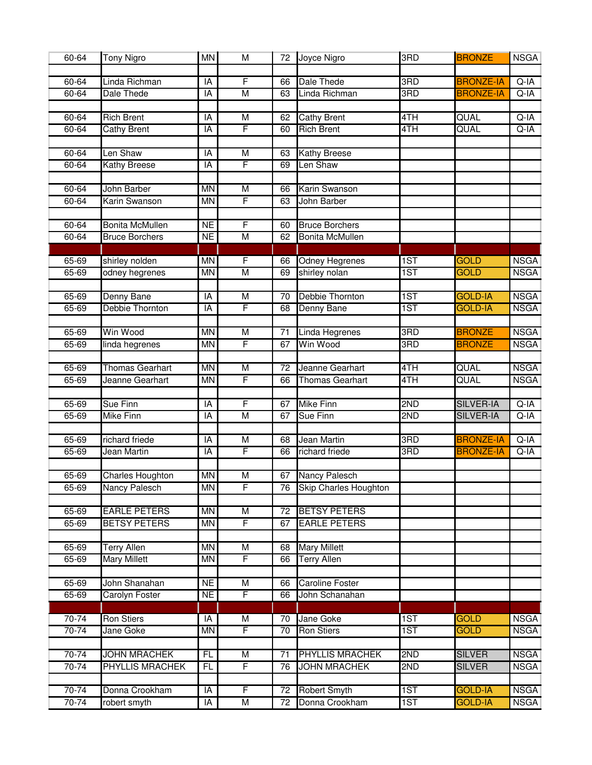| 60-64 | Tony Nigro | MN | M | 72 | Joyce Nigro | 3RD | BRONZE | NSGA |
|---|---|---|---|---|---|---|---|---|
| | | | | | | | | |
| 60-64 | Linda Richman | IA | F | 66 | Dale Thede | 3RD | BRONZE-IA | Q-IA |
| 60-64 | Dale Thede | IA | M | 63 | Linda Richman | 3RD | BRONZE-IA | Q-IA |
| | | | | | | | | |
| 60-64 | Rich Brent | IA | M | 62 | Cathy Brent | 4TH | QUAL | Q-IA |
| 60-64 | Cathy Brent | IA | F | 60 | Rich Brent | 4TH | QUAL | Q-IA |
| | | | | | | | | |
| 60-64 | Len Shaw | IA | M | 63 | Kathy Breese | | | |
| 60-64 | Kathy Breese | IA | F | 69 | Len Shaw | | | |
| | | | | | | | | |
| 60-64 | John Barber | MN | M | 66 | Karin Swanson | | | |
| 60-64 | Karin Swanson | MN | F | 63 | John Barber | | | |
| | | | | | | | | |
| 60-64 | Bonita McMullen | NE | F | 60 | Bruce Borchers | | | |
| 60-64 | Bruce Borchers | NE | M | 62 | Bonita McMullen | | | |
| | | | | | | | | |
| 65-69 | shirley nolden | MN | F | 66 | Odney Hegrenes | 1ST | GOLD | NSGA |
| 65-69 | odney hegrenes | MN | M | 69 | shirley nolan | 1ST | GOLD | NSGA |
| | | | | | | | | |
| 65-69 | Denny Bane | IA | M | 70 | Debbie Thornton | 1ST | GOLD-IA | NSGA |
| 65-69 | Debbie Thornton | IA | F | 68 | Denny Bane | 1ST | GOLD-IA | NSGA |
| | | | | | | | | |
| 65-69 | Win Wood | MN | M | 71 | Linda Hegrenes | 3RD | BRONZE | NSGA |
| 65-69 | linda hegrenes | MN | F | 67 | Win Wood | 3RD | BRONZE | NSGA |
| | | | | | | | | |
| 65-69 | Thomas Gearhart | MN | M | 72 | Jeanne Gearhart | 4TH | QUAL | NSGA |
| 65-69 | Jeanne Gearhart | MN | F | 66 | Thomas Gearhart | 4TH | QUAL | NSGA |
| | | | | | | | | |
| 65-69 | Sue Finn | IA | F | 67 | Mike Finn | 2ND | SILVER-IA | Q-IA |
| 65-69 | Mike Finn | IA | M | 67 | Sue Finn | 2ND | SILVER-IA | Q-IA |
| | | | | | | | | |
| 65-69 | richard friede | IA | M | 68 | Jean Martin | 3RD | BRONZE-IA | Q-IA |
| 65-69 | Jean Martin | IA | F | 66 | richard friede | 3RD | BRONZE-IA | Q-IA |
| | | | | | | | | |
| 65-69 | Charles Houghton | MN | M | 67 | Nancy Palesch | | | |
| 65-69 | Nancy Palesch | MN | F | 76 | Skip Charles Houghton | | | |
| | | | | | | | | |
| 65-69 | EARLE PETERS | MN | M | 72 | BETSY PETERS | | | |
| 65-69 | BETSY PETERS | MN | F | 67 | EARLE PETERS | | | |
| | | | | | | | | |
| 65-69 | Terry Allen | MN | M | 68 | Mary Millett | | | |
| 65-69 | Mary Millett | MN | F | 66 | Terry Allen | | | |
| | | | | | | | | |
| 65-69 | John Shanahan | NE | M | 66 | Caroline Foster | | | |
| 65-69 | Carolyn Foster | NE | F | 66 | John Schanahan | | | |
| | | | | | | | | |
| 70-74 | Ron Stiers | IA | M | 70 | Jane Goke | 1ST | GOLD | NSGA |
| 70-74 | Jane Goke | MN | F | 70 | Ron Stiers | 1ST | GOLD | NSGA |
| | | | | | | | | |
| 70-74 | JOHN MRACHEK | FL | M | 71 | PHYLLIS MRACHEK | 2ND | SILVER | NSGA |
| 70-74 | PHYLLIS MRACHEK | FL | F | 76 | JOHN MRACHEK | 2ND | SILVER | NSGA |
| | | | | | | | | |
| 70-74 | Donna Crookham | IA | F | 72 | Robert Smyth | 1ST | GOLD-IA | NSGA |
| 70-74 | robert smyth | IA | M | 72 | Donna Crookham | 1ST | GOLD-IA | NSGA |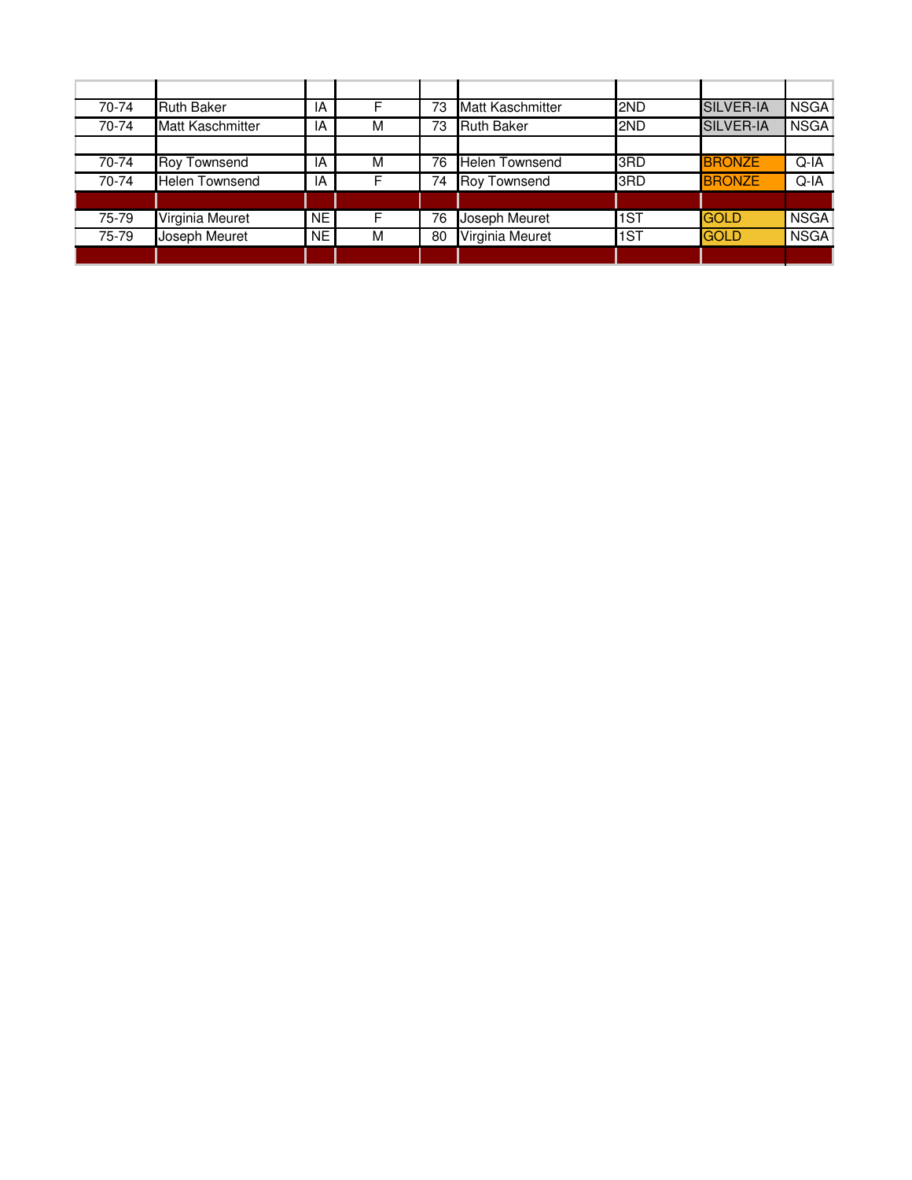| | | | | | | | | |
|---|---|---|---|---|---|---|---|---|
| 70-74 | Ruth Baker | IA | F | 73 | Matt Kaschmitter | 2ND | SILVER-IA | NSGA |
| 70-74 | Matt Kaschmitter | IA | M | 73 | Ruth Baker | 2ND | SILVER-IA | NSGA |
| | | | | | | | | |
| 70-74 | Roy Townsend | IA | M | 76 | Helen Townsend | 3RD | BRONZE | Q-IA |
| 70-74 | Helen Townsend | IA | F | 74 | Roy Townsend | 3RD | BRONZE | Q-IA |
| | | | | | | | | |
| 75-79 | Virginia Meuret | NE | F | 76 | Joseph Meuret | 1ST | GOLD | NSGA |
| 75-79 | Joseph Meuret | NE | M | 80 | Virginia Meuret | 1ST | GOLD | NSGA |
| | | | | | | | | |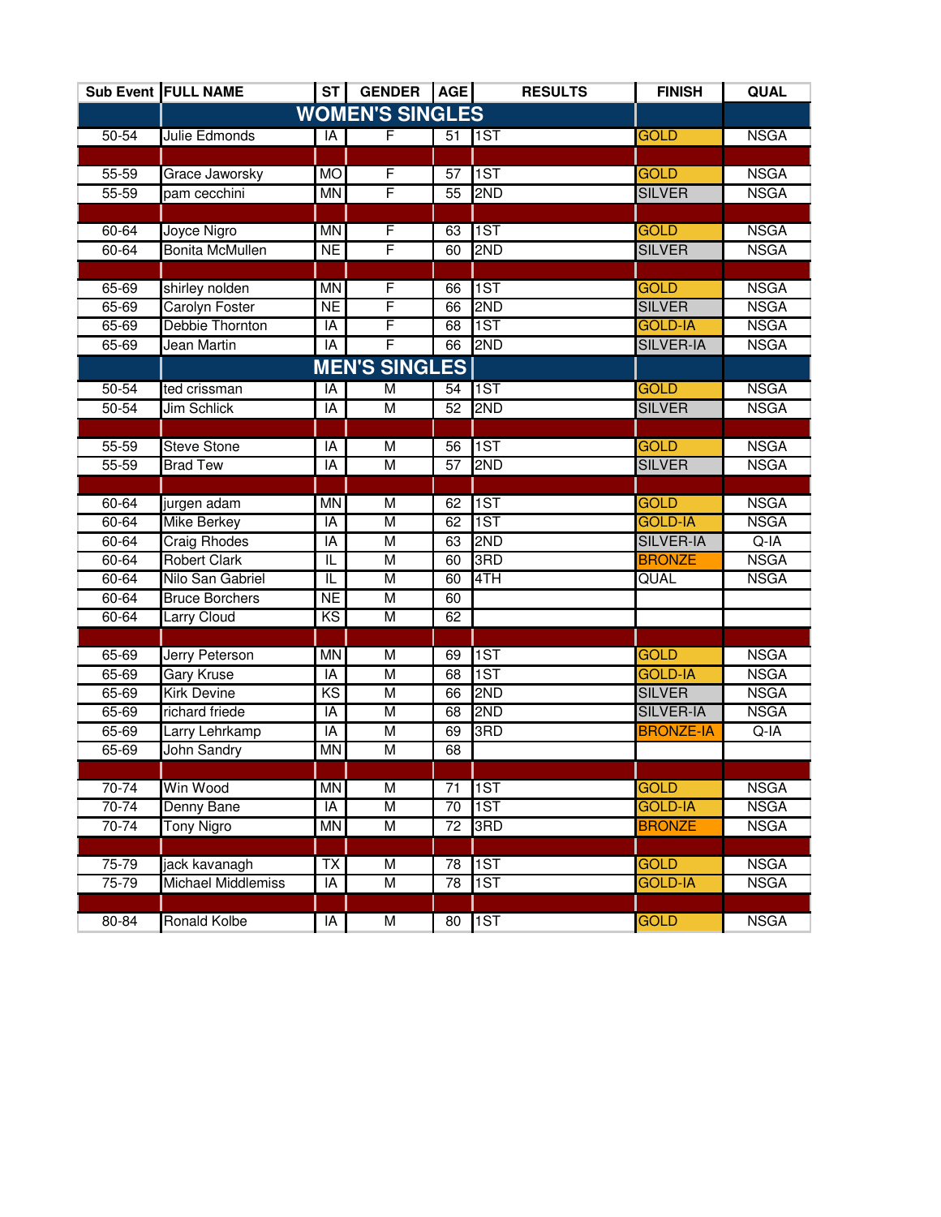| Sub Event | FULL NAME | ST | GENDER | AGE | RESULTS | FINISH | QUAL |
|---|---|---|---|---|---|---|---|
| | | WOMEN'S SINGLES | | | | | |
| 50-54 | Julie Edmonds | IA | F | 51 | 1ST | GOLD | NSGA |
| | | | | | | | |
| 55-59 | Grace Jaworsky | MO | F | 57 | 1ST | GOLD | NSGA |
| 55-59 | pam cecchini | MN | F | 55 | 2ND | SILVER | NSGA |
| | | | | | | | |
| 60-64 | Joyce Nigro | MN | F | 63 | 1ST | GOLD | NSGA |
| 60-64 | Bonita McMullen | NE | F | 60 | 2ND | SILVER | NSGA |
| | | | | | | | |
| 65-69 | shirley nolden | MN | F | 66 | 1ST | GOLD | NSGA |
| 65-69 | Carolyn Foster | NE | F | 66 | 2ND | SILVER | NSGA |
| 65-69 | Debbie Thornton | IA | F | 68 | 1ST | GOLD-IA | NSGA |
| 65-69 | Jean Martin | IA | F | 66 | 2ND | SILVER-IA | NSGA |
| | | MEN'S SINGLES | | | | | |
| 50-54 | ted crissman | IA | M | 54 | 1ST | GOLD | NSGA |
| 50-54 | Jim Schlick | IA | M | 52 | 2ND | SILVER | NSGA |
| | | | | | | | |
| 55-59 | Steve Stone | IA | M | 56 | 1ST | GOLD | NSGA |
| 55-59 | Brad Tew | IA | M | 57 | 2ND | SILVER | NSGA |
| | | | | | | | |
| 60-64 | jurgen adam | MN | M | 62 | 1ST | GOLD | NSGA |
| 60-64 | Mike Berkey | IA | M | 62 | 1ST | GOLD-IA | NSGA |
| 60-64 | Craig Rhodes | IA | M | 63 | 2ND | SILVER-IA | Q-IA |
| 60-64 | Robert Clark | IL | M | 60 | 3RD | BRONZE | NSGA |
| 60-64 | Nilo San Gabriel | IL | M | 60 | 4TH | QUAL | NSGA |
| 60-64 | Bruce Borchers | NE | M | 60 | | | |
| 60-64 | Larry Cloud | KS | M | 62 | | | |
| | | | | | | | |
| 65-69 | Jerry Peterson | MN | M | 69 | 1ST | GOLD | NSGA |
| 65-69 | Gary Kruse | IA | M | 68 | 1ST | GOLD-IA | NSGA |
| 65-69 | Kirk Devine | KS | M | 66 | 2ND | SILVER | NSGA |
| 65-69 | richard friede | IA | M | 68 | 2ND | SILVER-IA | NSGA |
| 65-69 | Larry Lehrkamp | IA | M | 69 | 3RD | BRONZE-IA | Q-IA |
| 65-69 | John Sandry | MN | M | 68 | | | |
| | | | | | | | |
| 70-74 | Win Wood | MN | M | 71 | 1ST | GOLD | NSGA |
| 70-74 | Denny Bane | IA | M | 70 | 1ST | GOLD-IA | NSGA |
| 70-74 | Tony Nigro | MN | M | 72 | 3RD | BRONZE | NSGA |
| | | | | | | | |
| 75-79 | jack kavanagh | TX | M | 78 | 1ST | GOLD | NSGA |
| 75-79 | Michael Middlemiss | IA | M | 78 | 1ST | GOLD-IA | NSGA |
| | | | | | | | |
| 80-84 | Ronald Kolbe | IA | M | 80 | 1ST | GOLD | NSGA |